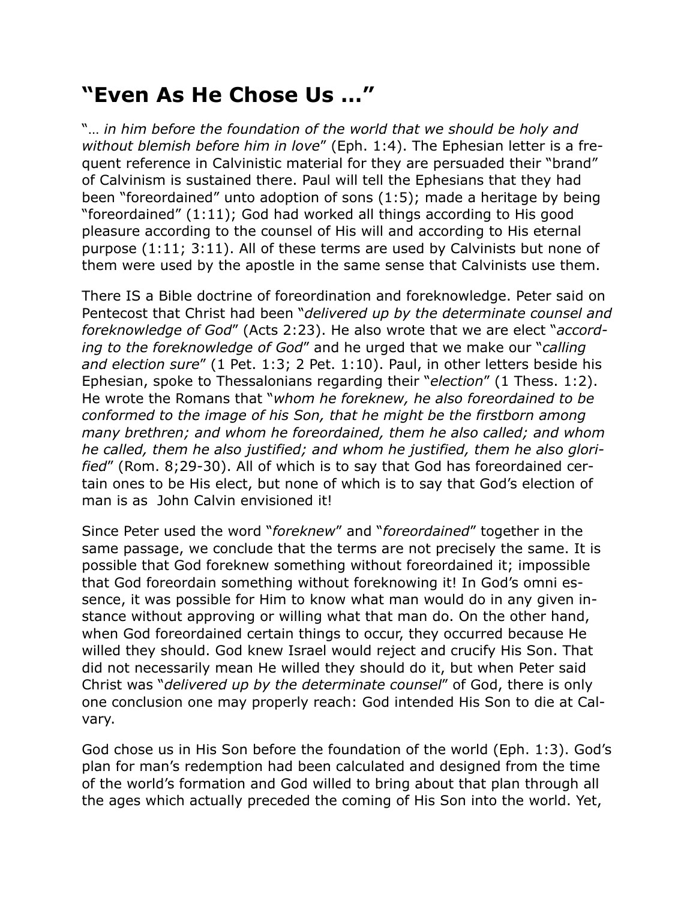# "Even As He Chose Us ..."

"... *in him before the foundation of the world that we should be holy and without blemish before him in love*" (Eph. 1:4). The Ephesian letter is a frequent reference in Calvinistic material for they are persuaded their "brand" of Calvinism is sustained there. Paul will tell the Ephesians that they had been "foreordained" unto adoption of sons (1:5); made a heritage by being "foreordained" (1:11); God had worked all things according to His good pleasure according to the counsel of His will and according to His eternal purpose (1:11; 3:11). All of these terms are used by Calvinists but none of them were used by the apostle in the same sense that Calvinists use them.

There IS a Bible doctrine of foreordination and foreknowledge. Peter said on Pentecost that Christ had been "*delivered up by the determinate counsel and foreknowledge of God*" (Acts 2:23). He also wrote that we are elect "*according to the foreknowledge of God*" and he urged that we make our "*calling and election sure*" (1 Pet. 1:3; 2 Pet. 1:10). Paul, in other letters beside his Ephesian, spoke to Thessalonians regarding their "*election*" (1 Thess. 1:2). He wrote the Romans that "*whom he foreknew, he also foreordained to be conformed to the image of his Son, that he might be the firstborn among many brethren; and whom he foreordained, them he also called; and whom he called, them he also justified; and whom he justified, them he also glorified*" (Rom. 8;29-30). All of which is to say that God has foreordained certain ones to be His elect, but none of which is to say that God's election of man is as John Calvin envisioned it!

Since Peter used the word "*foreknew*" and "*foreordained*" together in the same passage, we conclude that the terms are not precisely the same. It is possible that God foreknew something without foreordained it; impossible that God foreordain something without foreknowing it! In God's omni essence, it was possible for Him to know what man would do in any given instance without approving or willing what that man do. On the other hand, when God foreordained certain things to occur, they occurred because He willed they should. God knew Israel would reject and crucify His Son. That did not necessarily mean He willed they should do it, but when Peter said Christ was "*delivered up by the determinate counsel*" of God, there is only one conclusion one may properly reach: God intended His Son to die at Calvary.

God chose us in His Son before the foundation of the world (Eph. 1:3). God's plan for man's redemption had been calculated and designed from the time of the world's formation and God willed to bring about that plan through all the ages which actually preceded the coming of His Son into the world. Yet,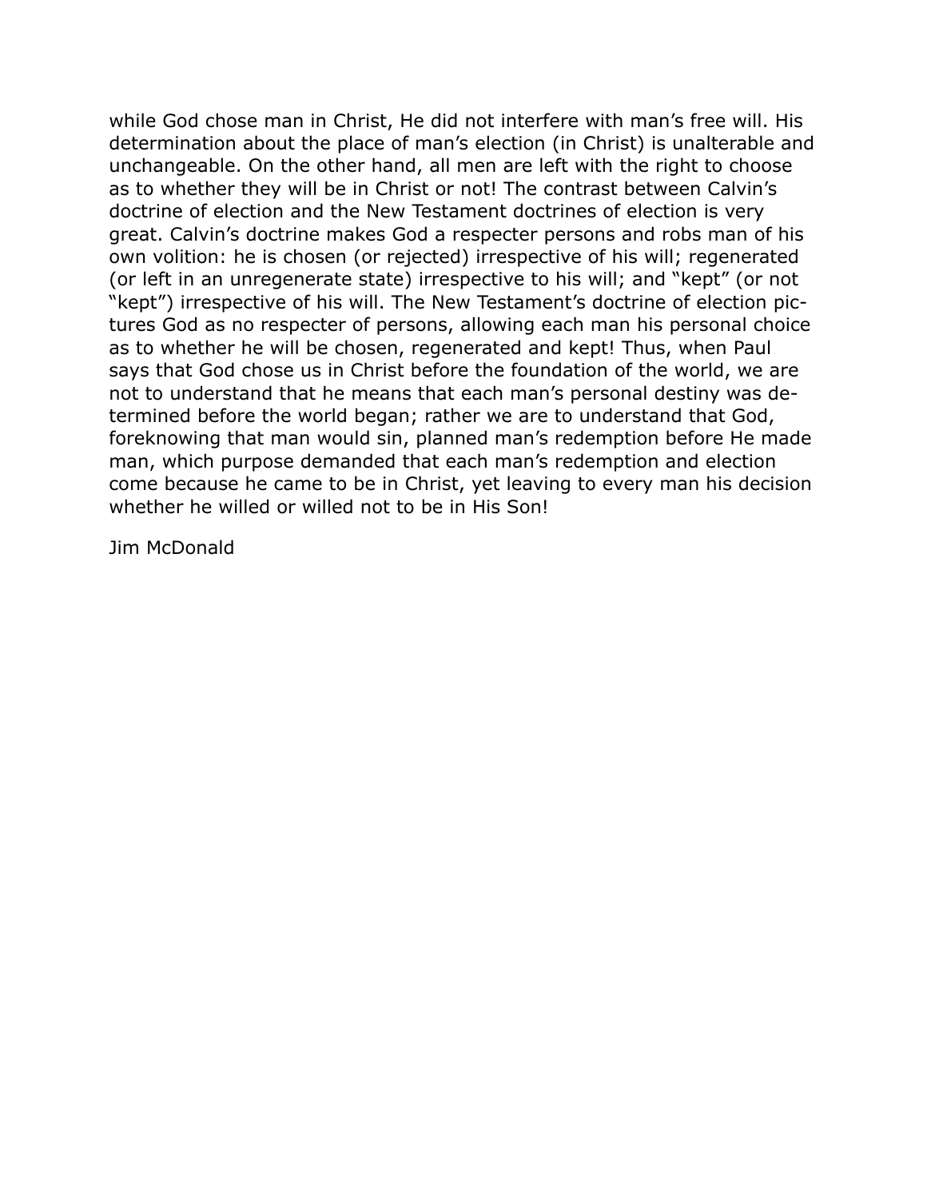while God chose man in Christ, He did not interfere with man's free will. His determination about the place of man's election (in Christ) is unalterable and unchangeable. On the other hand, all men are left with the right to choose as to whether they will be in Christ or not! The contrast between Calvin's doctrine of election and the New Testament doctrines of election is very great. Calvin's doctrine makes God a respecter persons and robs man of his own volition: he is chosen (or rejected) irrespective of his will; regenerated (or left in an unregenerate state) irrespective to his will; and "kept" (or not "kept") irrespective of his will. The New Testament's doctrine of election pictures God as no respecter of persons, allowing each man his personal choice as to whether he will be chosen, regenerated and kept! Thus, when Paul says that God chose us in Christ before the foundation of the world, we are not to understand that he means that each man's personal destiny was determined before the world began; rather we are to understand that God, foreknowing that man would sin, planned man's redemption before He made man, which purpose demanded that each man's redemption and election come because he came to be in Christ, yet leaving to every man his decision whether he willed or willed not to be in His Son!

Jim McDonald